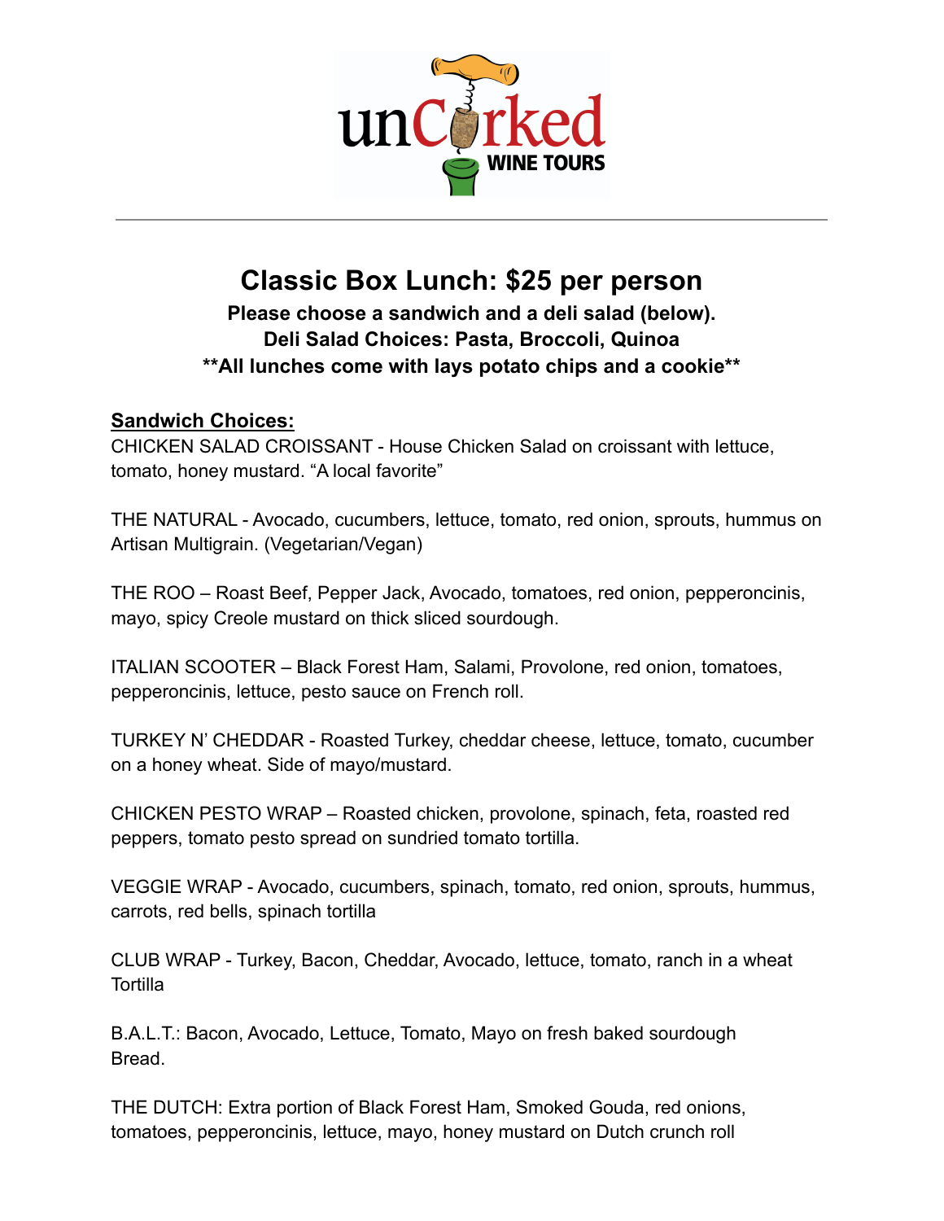# Classic Box Lunch: $25 per person

**Please choose a sandwich and a deli salad (below).**
**Deli Salad Choices: Pasta, Broccoli, Quinoa**
****All lunches come with lays potato chips and a cookie****

## **Sandwich Choices:**

CHICKEN SALAD CROISSANT - House Chicken Salad on croissant with lettuce, tomato, honey mustard. "A local favorite"

THE NATURAL - Avocado, cucumbers, lettuce, tomato, red onion, sprouts, hummus on Artisan Multigrain. (Vegetarian/Vegan)

THE ROO – Roast Beef, Pepper Jack, Avocado, tomatoes, red onion, pepperoncinis, mayo, spicy Creole mustard on thick sliced sourdough.

ITALIAN SCOOTER – Black Forest Ham, Salami, Provolone, red onion, tomatoes, pepperoncinis, lettuce, pesto sauce on French roll.

TURKEY N' CHEDDAR - Roasted Turkey, cheddar cheese, lettuce, tomato, cucumber on a honey wheat. Side of mayo/mustard.

CHICKEN PESTO WRAP – Roasted chicken, provolone, spinach, feta, roasted red peppers, tomato pesto spread on sundried tomato tortilla.

VEGGIE WRAP - Avocado, cucumbers, spinach, tomato, red onion, sprouts, hummus, carrots, red bells, spinach tortilla

CLUB WRAP - Turkey, Bacon, Cheddar, Avocado, lettuce, tomato, ranch in a wheat Tortilla

B.A.L.T.: Bacon, Avocado, Lettuce, Tomato, Mayo on fresh baked sourdough Bread.

THE DUTCH: Extra portion of Black Forest Ham, Smoked Gouda, red onions, tomatoes, pepperoncinis, lettuce, mayo, honey mustard on Dutch crunch roll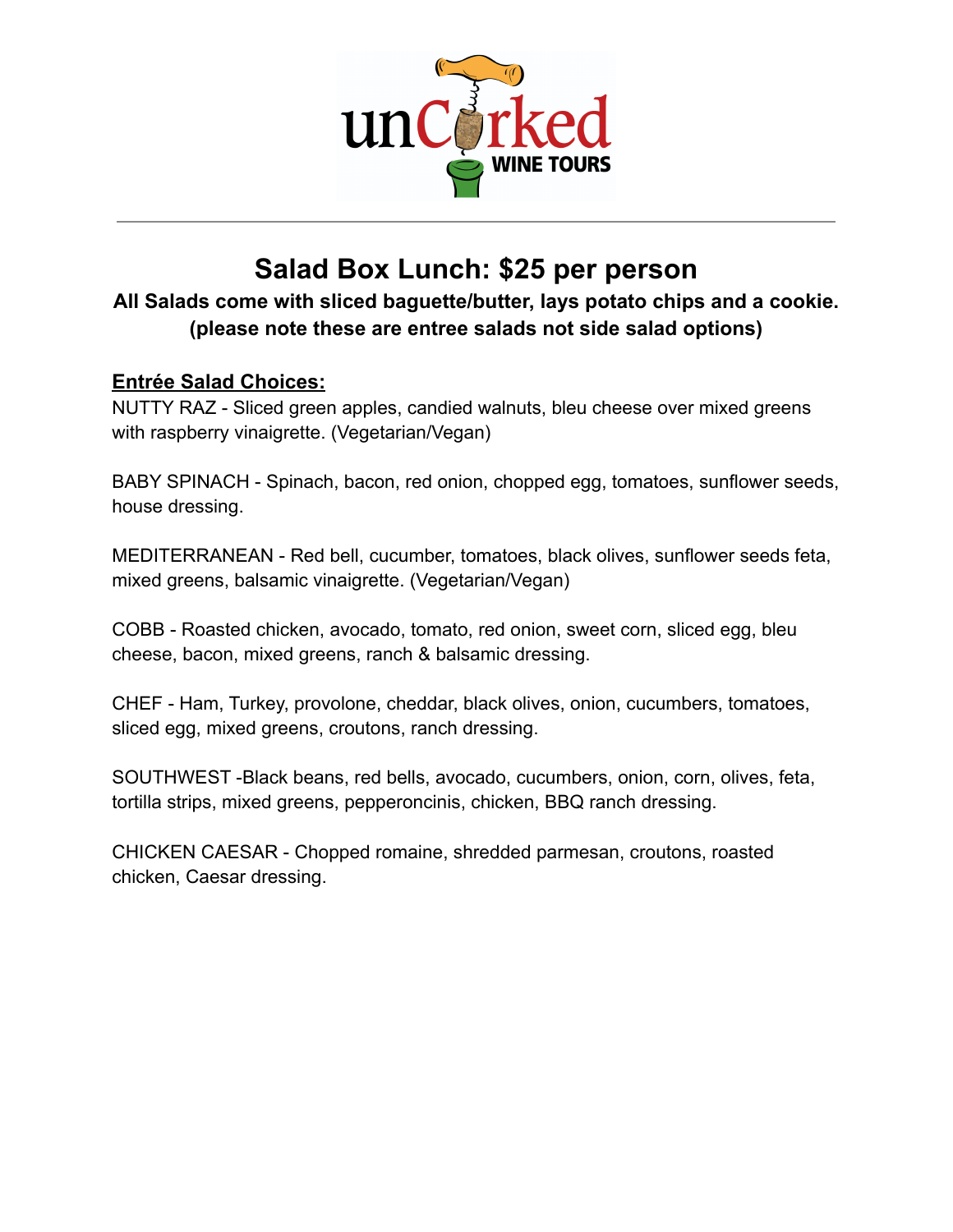unCorked WINE TOURS

---

# Salad Box Lunch: $25 per person

**All Salads come with sliced baguette/butter, lays potato chips and a cookie.**
**(please note these are entree salads not side salad options)**

**<u>Entrée Salad Choices:</u>**

NUTTY RAZ - Sliced green apples, candied walnuts, bleu cheese over mixed greens with raspberry vinaigrette. (Vegetarian/Vegan)

BABY SPINACH - Spinach, bacon, red onion, chopped egg, tomatoes, sunflower seeds, house dressing.

MEDITERRANEAN - Red bell, cucumber, tomatoes, black olives, sunflower seeds feta, mixed greens, balsamic vinaigrette. (Vegetarian/Vegan)

COBB - Roasted chicken, avocado, tomato, red onion, sweet corn, sliced egg, bleu cheese, bacon, mixed greens, ranch & balsamic dressing.

CHEF - Ham, Turkey, provolone, cheddar, black olives, onion, cucumbers, tomatoes, sliced egg, mixed greens, croutons, ranch dressing.

SOUTHWEST -Black beans, red bells, avocado, cucumbers, onion, corn, olives, feta, tortilla strips, mixed greens, pepperoncinis, chicken, BBQ ranch dressing.

CHICKEN CAESAR - Chopped romaine, shredded parmesan, croutons, roasted chicken, Caesar dressing.